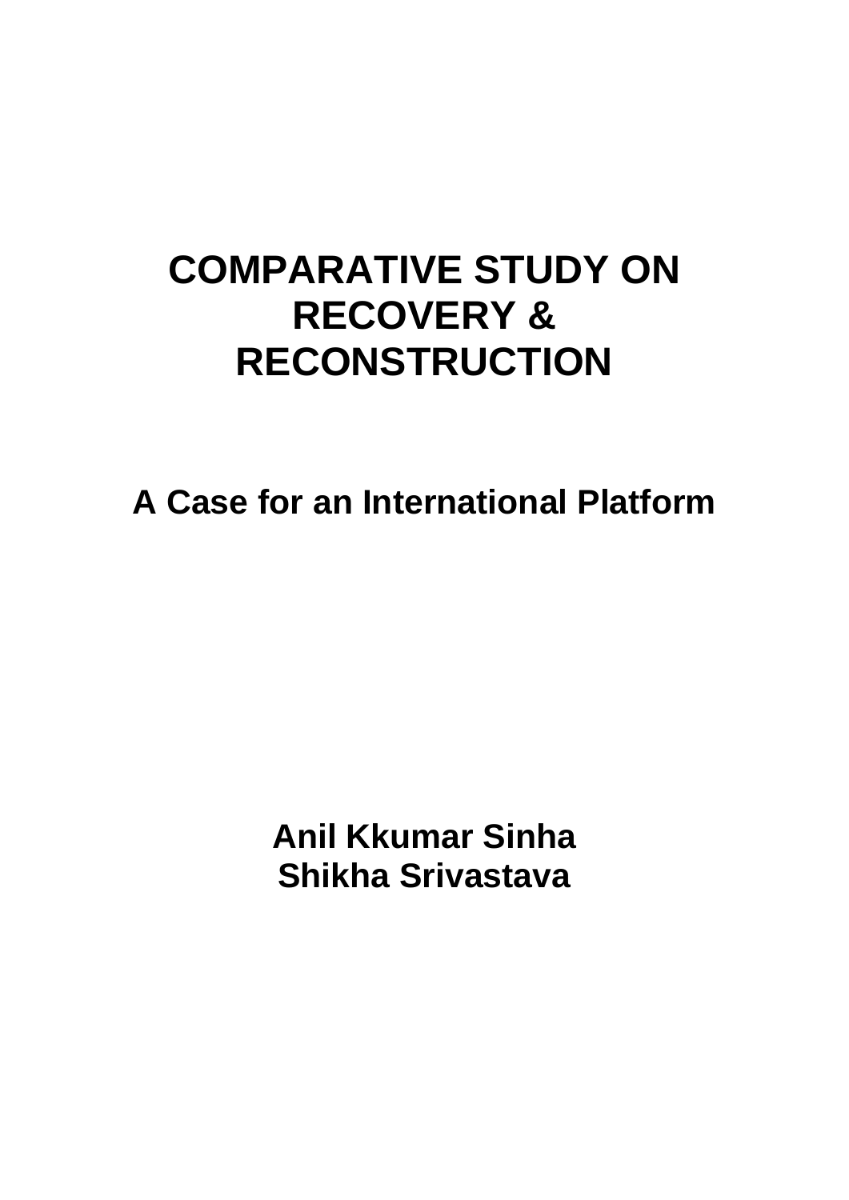# COMPARATIVE STUDY ON RECOVERY & RECONSTRUCTION

## A Case for an International Platform

**Anil Kkumar Sinha**
**Shikha Srivastava**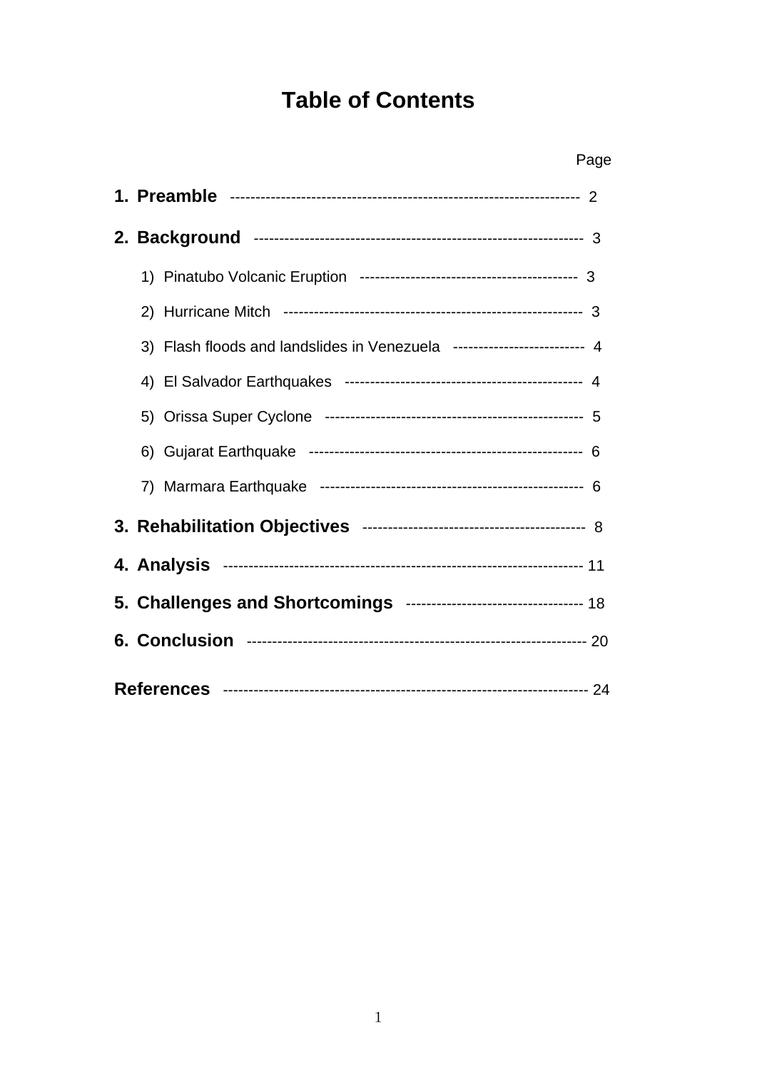# Table of Contents

| | Page |
|---|---|
| **1. Preamble** | 2 |
| **2. Background** | 3 |
| 1) Pinatubo Volcanic Eruption | 3 |
| 2) Hurricane Mitch | 3 |
| 3) Flash floods and landslides in Venezuela | 4 |
| 4) El Salvador Earthquakes | 4 |
| 5) Orissa Super Cyclone | 5 |
| 6) Gujarat Earthquake | 6 |
| 7) Marmara Earthquake | 6 |
| **3. Rehabilitation Objectives** | 8 |
| **4. Analysis** | 11 |
| **5. Challenges and Shortcomings** | 18 |
| **6. Conclusion** | 20 |
| **References** | 24 |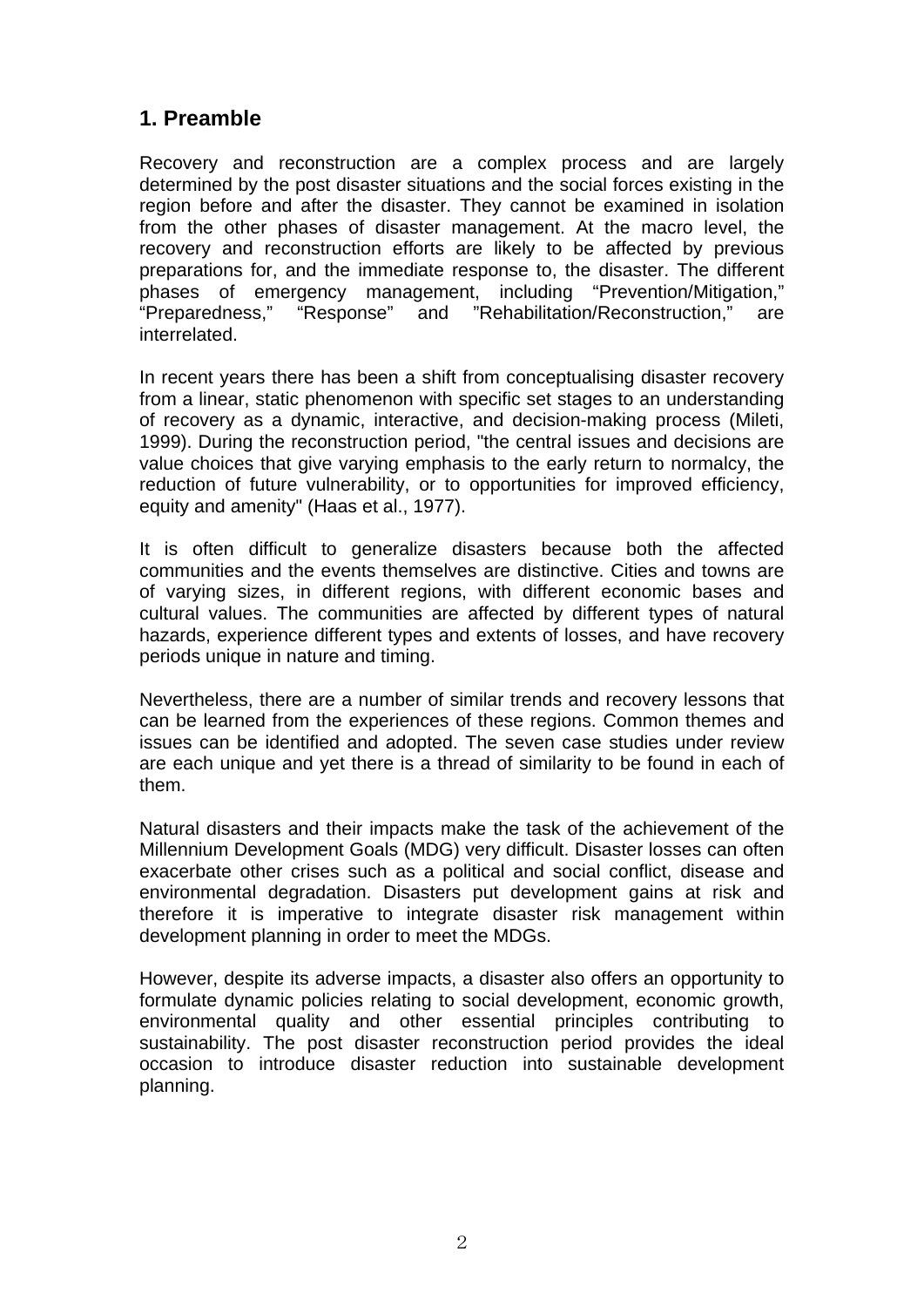## 1. Preamble

Recovery and reconstruction are a complex process and are largely determined by the post disaster situations and the social forces existing in the region before and after the disaster. They cannot be examined in isolation from the other phases of disaster management. At the macro level, the recovery and reconstruction efforts are likely to be affected by previous preparations for, and the immediate response to, the disaster. The different phases of emergency management, including "Prevention/Mitigation," "Preparedness," "Response" and "Rehabilitation/Reconstruction," are interrelated.

In recent years there has been a shift from conceptualising disaster recovery from a linear, static phenomenon with specific set stages to an understanding of recovery as a dynamic, interactive, and decision-making process (Mileti, 1999). During the reconstruction period, "the central issues and decisions are value choices that give varying emphasis to the early return to normalcy, the reduction of future vulnerability, or to opportunities for improved efficiency, equity and amenity" (Haas et al., 1977).

It is often difficult to generalize disasters because both the affected communities and the events themselves are distinctive. Cities and towns are of varying sizes, in different regions, with different economic bases and cultural values. The communities are affected by different types of natural hazards, experience different types and extents of losses, and have recovery periods unique in nature and timing.

Nevertheless, there are a number of similar trends and recovery lessons that can be learned from the experiences of these regions. Common themes and issues can be identified and adopted. The seven case studies under review are each unique and yet there is a thread of similarity to be found in each of them.

Natural disasters and their impacts make the task of the achievement of the Millennium Development Goals (MDG) very difficult. Disaster losses can often exacerbate other crises such as a political and social conflict, disease and environmental degradation. Disasters put development gains at risk and therefore it is imperative to integrate disaster risk management within development planning in order to meet the MDGs.

However, despite its adverse impacts, a disaster also offers an opportunity to formulate dynamic policies relating to social development, economic growth, environmental quality and other essential principles contributing to sustainability. The post disaster reconstruction period provides the ideal occasion to introduce disaster reduction into sustainable development planning.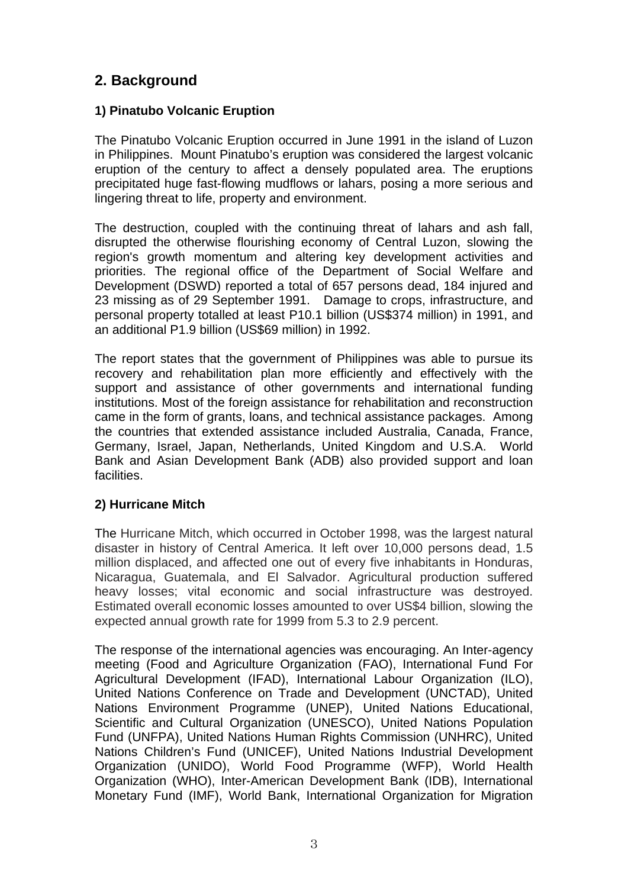## 2. Background

### 1) Pinatubo Volcanic Eruption

The Pinatubo Volcanic Eruption occurred in June 1991 in the island of Luzon in Philippines. Mount Pinatubo's eruption was considered the largest volcanic eruption of the century to affect a densely populated area. The eruptions precipitated huge fast-flowing mudflows or lahars, posing a more serious and lingering threat to life, property and environment.

The destruction, coupled with the continuing threat of lahars and ash fall, disrupted the otherwise flourishing economy of Central Luzon, slowing the region's growth momentum and altering key development activities and priorities. The regional office of the Department of Social Welfare and Development (DSWD) reported a total of 657 persons dead, 184 injured and 23 missing as of 29 September 1991. Damage to crops, infrastructure, and personal property totalled at least P10.1 billion (US$374 million) in 1991, and an additional P1.9 billion (US$69 million) in 1992.

The report states that the government of Philippines was able to pursue its recovery and rehabilitation plan more efficiently and effectively with the support and assistance of other governments and international funding institutions. Most of the foreign assistance for rehabilitation and reconstruction came in the form of grants, loans, and technical assistance packages. Among the countries that extended assistance included Australia, Canada, France, Germany, Israel, Japan, Netherlands, United Kingdom and U.S.A. World Bank and Asian Development Bank (ADB) also provided support and loan facilities.

### 2) Hurricane Mitch

The Hurricane Mitch, which occurred in October 1998, was the largest natural disaster in history of Central America. It left over 10,000 persons dead, 1.5 million displaced, and affected one out of every five inhabitants in Honduras, Nicaragua, Guatemala, and El Salvador. Agricultural production suffered heavy losses; vital economic and social infrastructure was destroyed. Estimated overall economic losses amounted to over US$4 billion, slowing the expected annual growth rate for 1999 from 5.3 to 2.9 percent.

The response of the international agencies was encouraging. An Inter-agency meeting (Food and Agriculture Organization (FAO), International Fund For Agricultural Development (IFAD), International Labour Organization (ILO), United Nations Conference on Trade and Development (UNCTAD), United Nations Environment Programme (UNEP), United Nations Educational, Scientific and Cultural Organization (UNESCO), United Nations Population Fund (UNFPA), United Nations Human Rights Commission (UNHRC), United Nations Children's Fund (UNICEF), United Nations Industrial Development Organization (UNIDO), World Food Programme (WFP), World Health Organization (WHO), Inter-American Development Bank (IDB), International Monetary Fund (IMF), World Bank, International Organization for Migration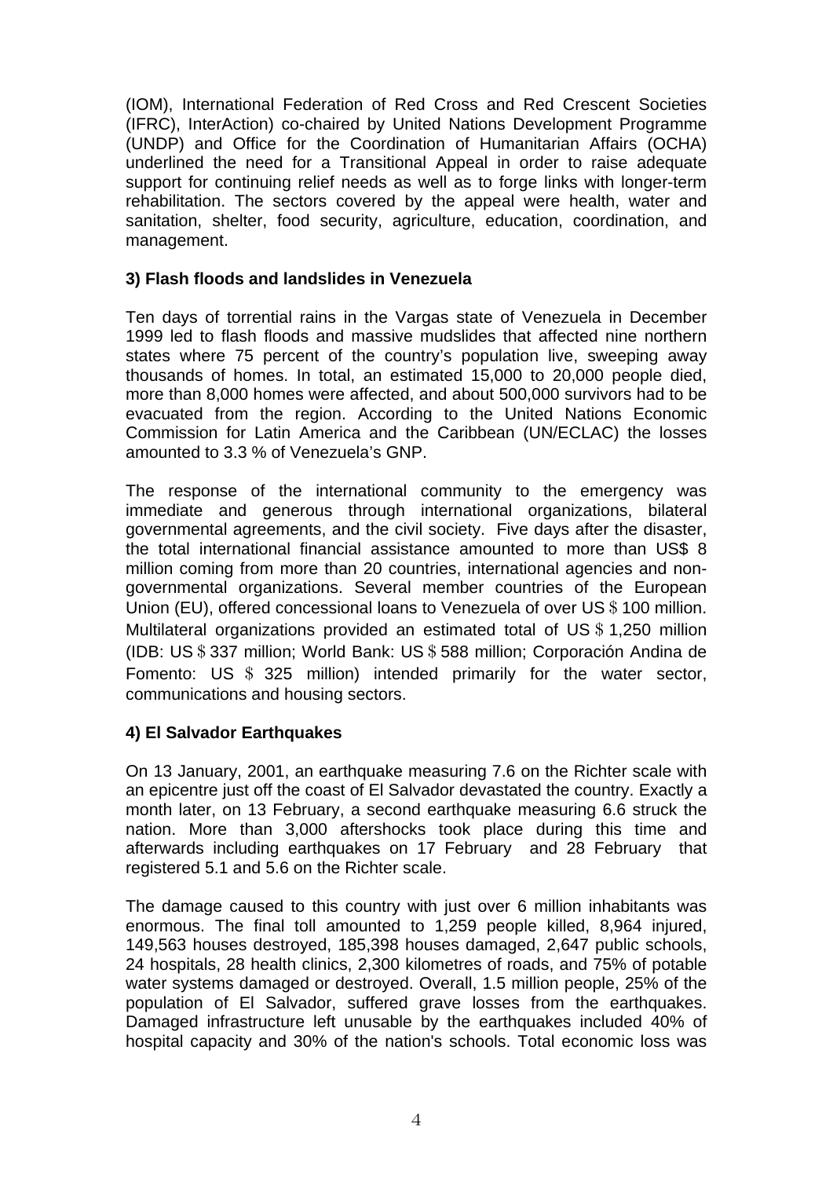(IOM), International Federation of Red Cross and Red Crescent Societies (IFRC), InterAction) co-chaired by United Nations Development Programme (UNDP) and Office for the Coordination of Humanitarian Affairs (OCHA) underlined the need for a Transitional Appeal in order to raise adequate support for continuing relief needs as well as to forge links with longer-term rehabilitation. The sectors covered by the appeal were health, water and sanitation, shelter, food security, agriculture, education, coordination, and management.

### 3) Flash floods and landslides in Venezuela

Ten days of torrential rains in the Vargas state of Venezuela in December 1999 led to flash floods and massive mudslides that affected nine northern states where 75 percent of the country's population live, sweeping away thousands of homes. In total, an estimated 15,000 to 20,000 people died, more than 8,000 homes were affected, and about 500,000 survivors had to be evacuated from the region. According to the United Nations Economic Commission for Latin America and the Caribbean (UN/ECLAC) the losses amounted to 3.3 % of Venezuela's GNP.

The response of the international community to the emergency was immediate and generous through international organizations, bilateral governmental agreements, and the civil society. Five days after the disaster, the total international financial assistance amounted to more than US$ 8 million coming from more than 20 countries, international agencies and non-governmental organizations. Several member countries of the European Union (EU), offered concessional loans to Venezuela of over US＄100 million. Multilateral organizations provided an estimated total of US＄1,250 million (IDB: US＄337 million; World Bank: US＄588 million; Corporación Andina de Fomento: US ＄ 325 million) intended primarily for the water sector, communications and housing sectors.

### 4) El Salvador Earthquakes

On 13 January, 2001, an earthquake measuring 7.6 on the Richter scale with an epicentre just off the coast of El Salvador devastated the country. Exactly a month later, on 13 February, a second earthquake measuring 6.6 struck the nation. More than 3,000 aftershocks took place during this time and afterwards including earthquakes on 17 February and 28 February that registered 5.1 and 5.6 on the Richter scale.

The damage caused to this country with just over 6 million inhabitants was enormous. The final toll amounted to 1,259 people killed, 8,964 injured, 149,563 houses destroyed, 185,398 houses damaged, 2,647 public schools, 24 hospitals, 28 health clinics, 2,300 kilometres of roads, and 75% of potable water systems damaged or destroyed. Overall, 1.5 million people, 25% of the population of El Salvador, suffered grave losses from the earthquakes. Damaged infrastructure left unusable by the earthquakes included 40% of hospital capacity and 30% of the nation's schools. Total economic loss was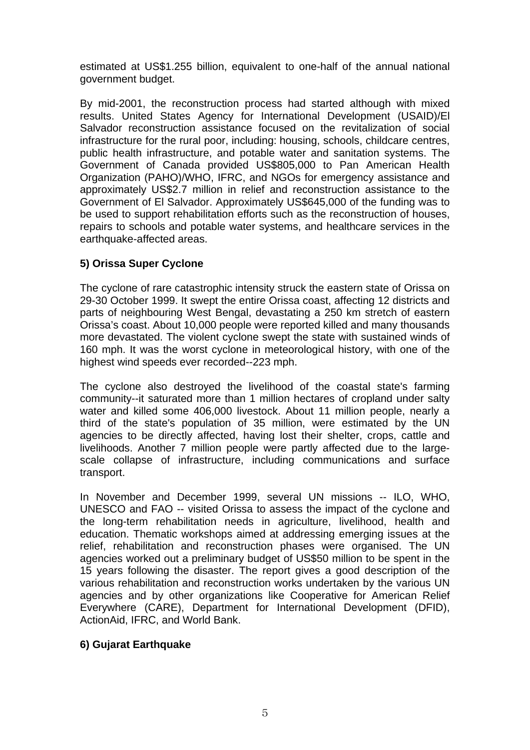estimated at US$1.255 billion, equivalent to one-half of the annual national government budget.

By mid-2001, the reconstruction process had started although with mixed results. United States Agency for International Development (USAID)/El Salvador reconstruction assistance focused on the revitalization of social infrastructure for the rural poor, including: housing, schools, childcare centres, public health infrastructure, and potable water and sanitation systems. The Government of Canada provided US$805,000 to Pan American Health Organization (PAHO)/WHO, IFRC, and NGOs for emergency assistance and approximately US$2.7 million in relief and reconstruction assistance to the Government of El Salvador. Approximately US$645,000 of the funding was to be used to support rehabilitation efforts such as the reconstruction of houses, repairs to schools and potable water systems, and healthcare services in the earthquake-affected areas.

**5) Orissa Super Cyclone**

The cyclone of rare catastrophic intensity struck the eastern state of Orissa on 29-30 October 1999. It swept the entire Orissa coast, affecting 12 districts and parts of neighbouring West Bengal, devastating a 250 km stretch of eastern Orissa's coast. About 10,000 people were reported killed and many thousands more devastated. The violent cyclone swept the state with sustained winds of 160 mph. It was the worst cyclone in meteorological history, with one of the highest wind speeds ever recorded--223 mph.

The cyclone also destroyed the livelihood of the coastal state's farming community--it saturated more than 1 million hectares of cropland under salty water and killed some 406,000 livestock. About 11 million people, nearly a third of the state's population of 35 million, were estimated by the UN agencies to be directly affected, having lost their shelter, crops, cattle and livelihoods. Another 7 million people were partly affected due to the large-scale collapse of infrastructure, including communications and surface transport.

In November and December 1999, several UN missions -- ILO, WHO, UNESCO and FAO -- visited Orissa to assess the impact of the cyclone and the long-term rehabilitation needs in agriculture, livelihood, health and education. Thematic workshops aimed at addressing emerging issues at the relief, rehabilitation and reconstruction phases were organised. The UN agencies worked out a preliminary budget of US$50 million to be spent in the 15 years following the disaster. The report gives a good description of the various rehabilitation and reconstruction works undertaken by the various UN agencies and by other organizations like Cooperative for American Relief Everywhere (CARE), Department for International Development (DFID), ActionAid, IFRC, and World Bank.

**6) Gujarat Earthquake**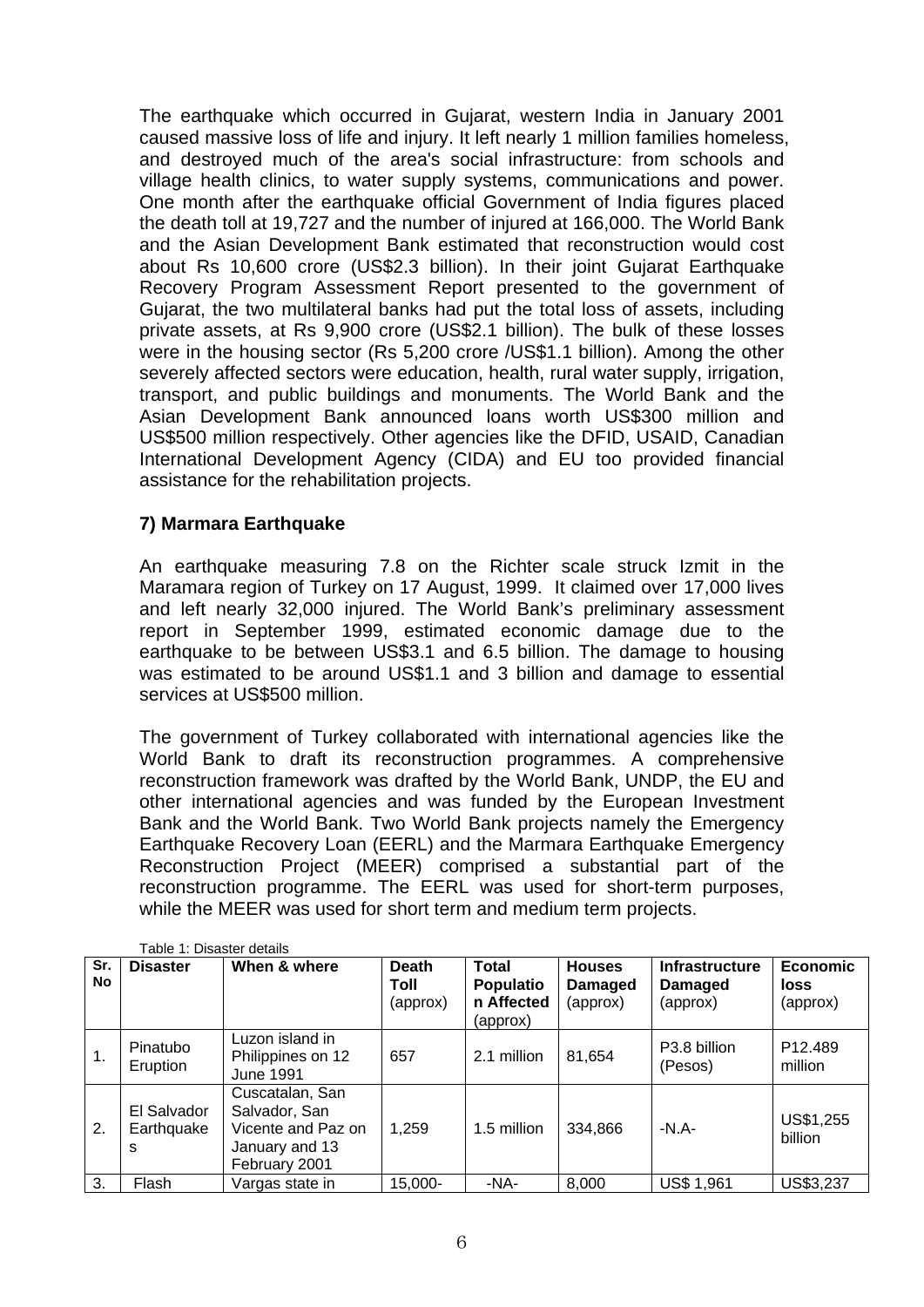The earthquake which occurred in Gujarat, western India in January 2001 caused massive loss of life and injury. It left nearly 1 million families homeless, and destroyed much of the area's social infrastructure: from schools and village health clinics, to water supply systems, communications and power. One month after the earthquake official Government of India figures placed the death toll at 19,727 and the number of injured at 166,000. The World Bank and the Asian Development Bank estimated that reconstruction would cost about Rs 10,600 crore (US$2.3 billion). In their joint Gujarat Earthquake Recovery Program Assessment Report presented to the government of Gujarat, the two multilateral banks had put the total loss of assets, including private assets, at Rs 9,900 crore (US$2.1 billion). The bulk of these losses were in the housing sector (Rs 5,200 crore /US$1.1 billion). Among the other severely affected sectors were education, health, rural water supply, irrigation, transport, and public buildings and monuments. The World Bank and the Asian Development Bank announced loans worth US$300 million and US$500 million respectively. Other agencies like the DFID, USAID, Canadian International Development Agency (CIDA) and EU too provided financial assistance for the rehabilitation projects.

### 7) Marmara Earthquake

An earthquake measuring 7.8 on the Richter scale struck Izmit in the Maramara region of Turkey on 17 August, 1999. It claimed over 17,000 lives and left nearly 32,000 injured. The World Bank's preliminary assessment report in September 1999, estimated economic damage due to the earthquake to be between US$3.1 and 6.5 billion. The damage to housing was estimated to be around US$1.1 and 3 billion and damage to essential services at US$500 million.

The government of Turkey collaborated with international agencies like the World Bank to draft its reconstruction programmes. A comprehensive reconstruction framework was drafted by the World Bank, UNDP, the EU and other international agencies and was funded by the European Investment Bank and the World Bank. Two World Bank projects namely the Emergency Earthquake Recovery Loan (EERL) and the Marmara Earthquake Emergency Reconstruction Project (MEER) comprised a substantial part of the reconstruction programme. The EERL was used for short-term purposes, while the MEER was used for short term and medium term projects.

Table 1: Disaster details

| Sr. No | Disaster | When & where | Death Toll (approx) | Total Population Affected (approx) | Houses Damaged (approx) | Infrastructure Damaged (approx) | Economic loss (approx) |
|---|---|---|---|---|---|---|---|
| 1. | Pinatubo Eruption | Luzon island in Philippines on 12 June 1991 | 657 | 2.1 million | 81,654 | P3.8 billion (Pesos) | P12.489 million |
| 2. | El Salvador Earthquakes | Cuscatalan, San Salvador, San Vicente and Paz on January and 13 February 2001 | 1,259 | 1.5 million | 334,866 | -N.A- | US$1,255 billion |
| 3. | Flash | Vargas state in | 15,000- | -NA- | 8,000 | US$ 1,961 | US$3,237 |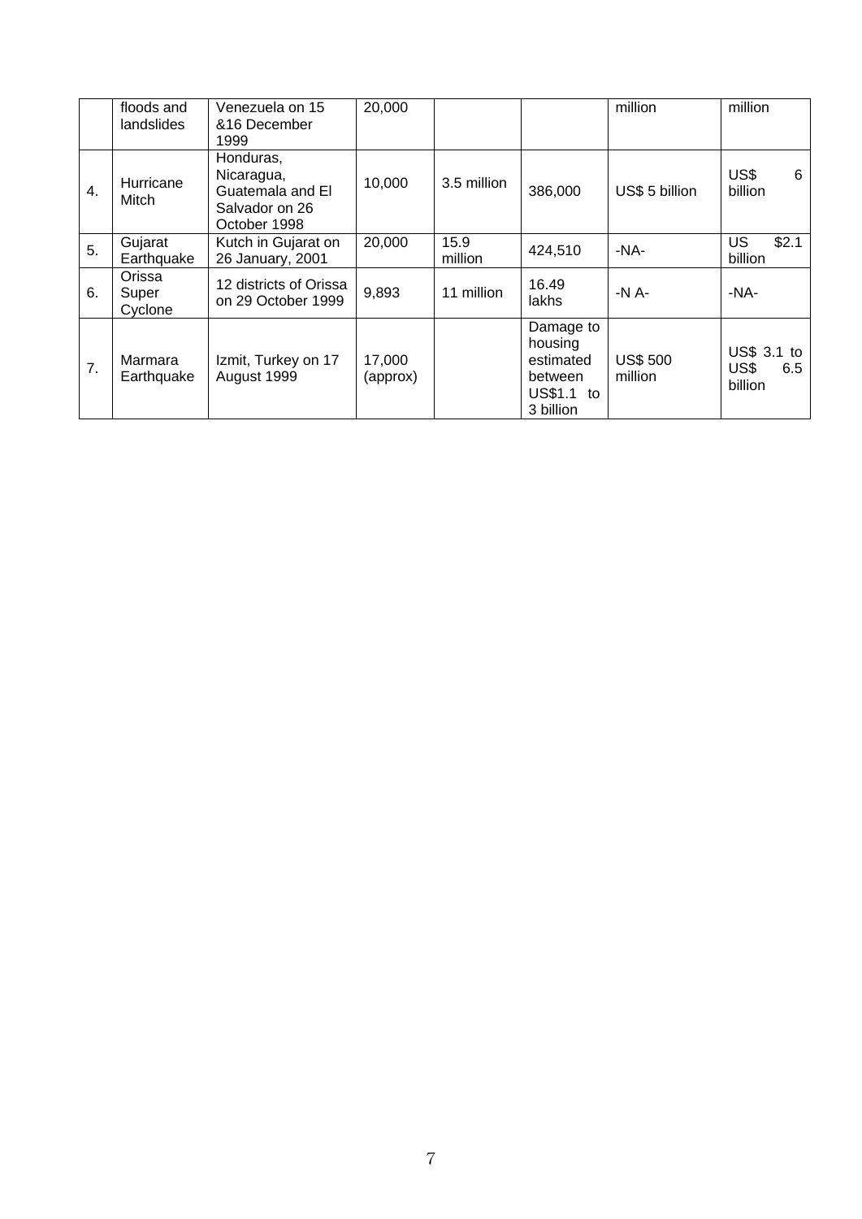| | | | | | | | |
|---|---|---|---|---|---|---|---|
| | floods and landslides | Venezuela on 15 &16 December 1999 | 20,000 | | | million | million |
| 4. | Hurricane Mitch | Honduras, Nicaragua, Guatemala and El Salvador on 26 October 1998 | 10,000 | 3.5 million | 386,000 | US$ 5 billion | US$ 6 billion |
| 5. | Gujarat Earthquake | Kutch in Gujarat on 26 January, 2001 | 20,000 | 15.9 million | 424,510 | -NA- | US $2.1 billion |
| 6. | Orissa Super Cyclone | 12 districts of Orissa on 29 October 1999 | 9,893 | 11 million | 16.49 lakhs | -N A- | -NA- |
| 7. | Marmara Earthquake | Izmit, Turkey on 17 August 1999 | 17,000 (approx) | | Damage to housing estimated between US$1.1 to 3 billion | US$ 500 million | US$ 3.1 to US$ 6.5 billion |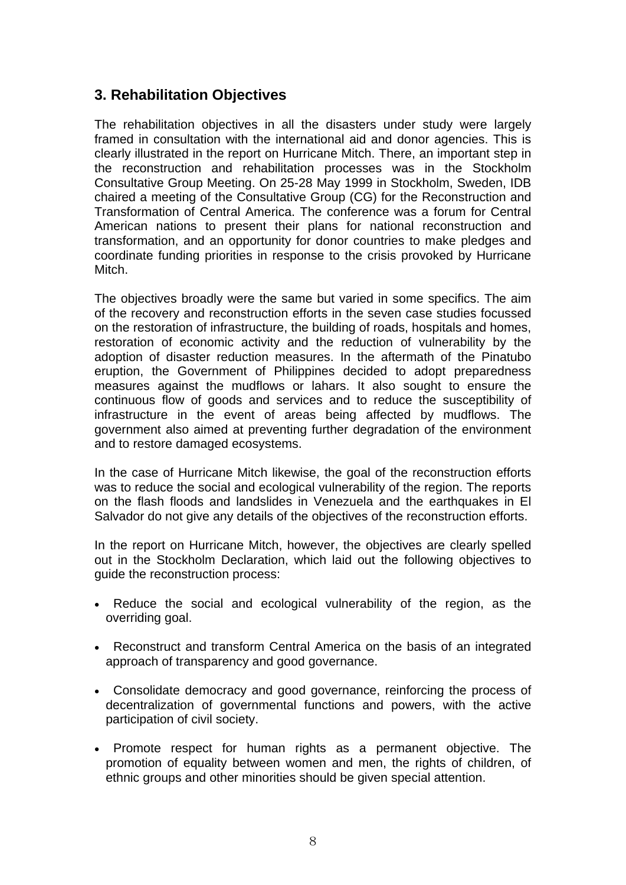## 3. Rehabilitation Objectives

The rehabilitation objectives in all the disasters under study were largely framed in consultation with the international aid and donor agencies. This is clearly illustrated in the report on Hurricane Mitch. There, an important step in the reconstruction and rehabilitation processes was in the Stockholm Consultative Group Meeting. On 25-28 May 1999 in Stockholm, Sweden, IDB chaired a meeting of the Consultative Group (CG) for the Reconstruction and Transformation of Central America. The conference was a forum for Central American nations to present their plans for national reconstruction and transformation, and an opportunity for donor countries to make pledges and coordinate funding priorities in response to the crisis provoked by Hurricane Mitch.

The objectives broadly were the same but varied in some specifics. The aim of the recovery and reconstruction efforts in the seven case studies focussed on the restoration of infrastructure, the building of roads, hospitals and homes, restoration of economic activity and the reduction of vulnerability by the adoption of disaster reduction measures. In the aftermath of the Pinatubo eruption, the Government of Philippines decided to adopt preparedness measures against the mudflows or lahars. It also sought to ensure the continuous flow of goods and services and to reduce the susceptibility of infrastructure in the event of areas being affected by mudflows. The government also aimed at preventing further degradation of the environment and to restore damaged ecosystems.

In the case of Hurricane Mitch likewise, the goal of the reconstruction efforts was to reduce the social and ecological vulnerability of the region. The reports on the flash floods and landslides in Venezuela and the earthquakes in El Salvador do not give any details of the objectives of the reconstruction efforts.

In the report on Hurricane Mitch, however, the objectives are clearly spelled out in the Stockholm Declaration, which laid out the following objectives to guide the reconstruction process:

- Reduce the social and ecological vulnerability of the region, as the overriding goal.
- Reconstruct and transform Central America on the basis of an integrated approach of transparency and good governance.
- Consolidate democracy and good governance, reinforcing the process of decentralization of governmental functions and powers, with the active participation of civil society.
- Promote respect for human rights as a permanent objective. The promotion of equality between women and men, the rights of children, of ethnic groups and other minorities should be given special attention.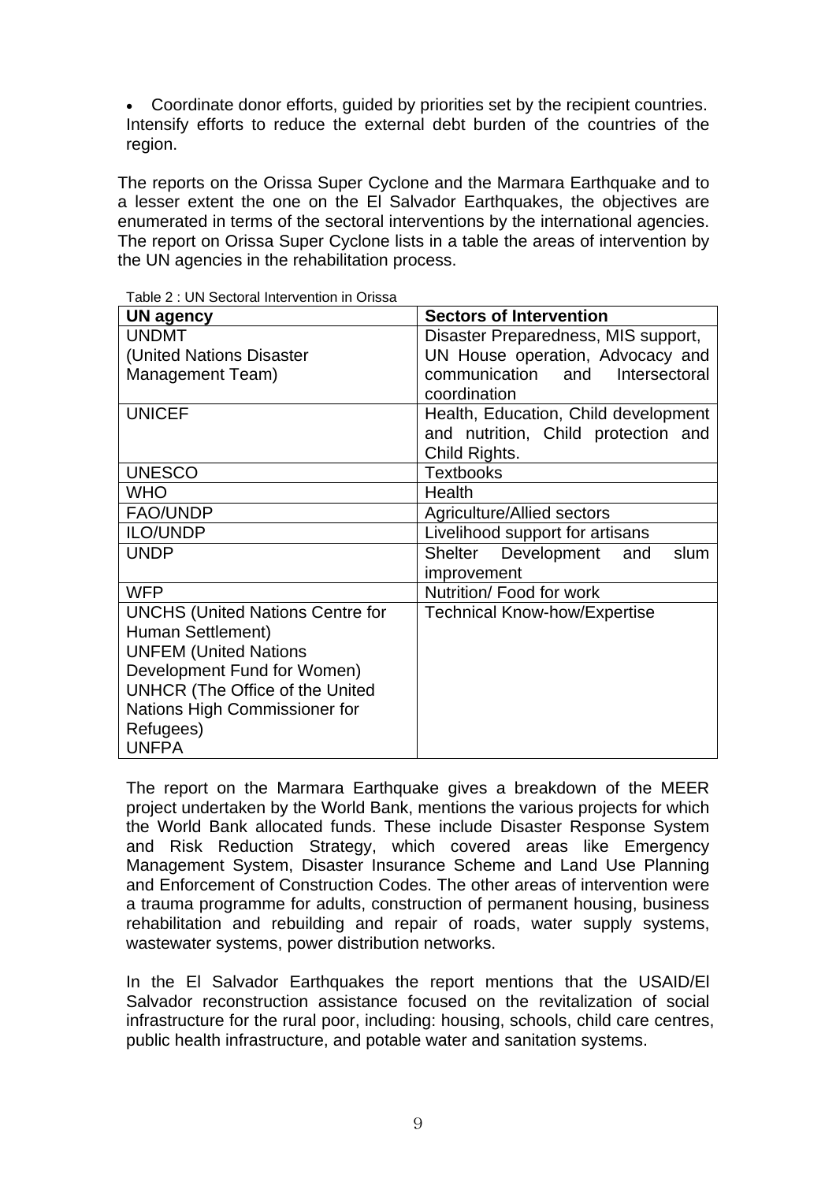- Coordinate donor efforts, guided by priorities set by the recipient countries. Intensify efforts to reduce the external debt burden of the countries of the region.

The reports on the Orissa Super Cyclone and the Marmara Earthquake and to a lesser extent the one on the El Salvador Earthquakes, the objectives are enumerated in terms of the sectoral interventions by the international agencies. The report on Orissa Super Cyclone lists in a table the areas of intervention by the UN agencies in the rehabilitation process.

Table 2 : UN Sectoral Intervention in Orissa

| UN agency | Sectors of Intervention |
|---|---|
| UNDMT (United Nations Disaster Management Team) | Disaster Preparedness, MIS support, UN House operation, Advocacy and communication and Intersectoral coordination |
| UNICEF | Health, Education, Child development and nutrition, Child protection and Child Rights. |
| UNESCO | Textbooks |
| WHO | Health |
| FAO/UNDP | Agriculture/Allied sectors |
| ILO/UNDP | Livelihood support for artisans |
| UNDP | Shelter Development and slum improvement |
| WFP | Nutrition/ Food for work |
| UNCHS (United Nations Centre for Human Settlement) UNFEM (United Nations Development Fund for Women) UNHCR (The Office of the United Nations High Commissioner for Refugees) UNFPA | Technical Know-how/Expertise |

The report on the Marmara Earthquake gives a breakdown of the MEER project undertaken by the World Bank, mentions the various projects for which the World Bank allocated funds. These include Disaster Response System and Risk Reduction Strategy, which covered areas like Emergency Management System, Disaster Insurance Scheme and Land Use Planning and Enforcement of Construction Codes. The other areas of intervention were a trauma programme for adults, construction of permanent housing, business rehabilitation and rebuilding and repair of roads, water supply systems, wastewater systems, power distribution networks.

In the El Salvador Earthquakes the report mentions that the USAID/El Salvador reconstruction assistance focused on the revitalization of social infrastructure for the rural poor, including: housing, schools, child care centres, public health infrastructure, and potable water and sanitation systems.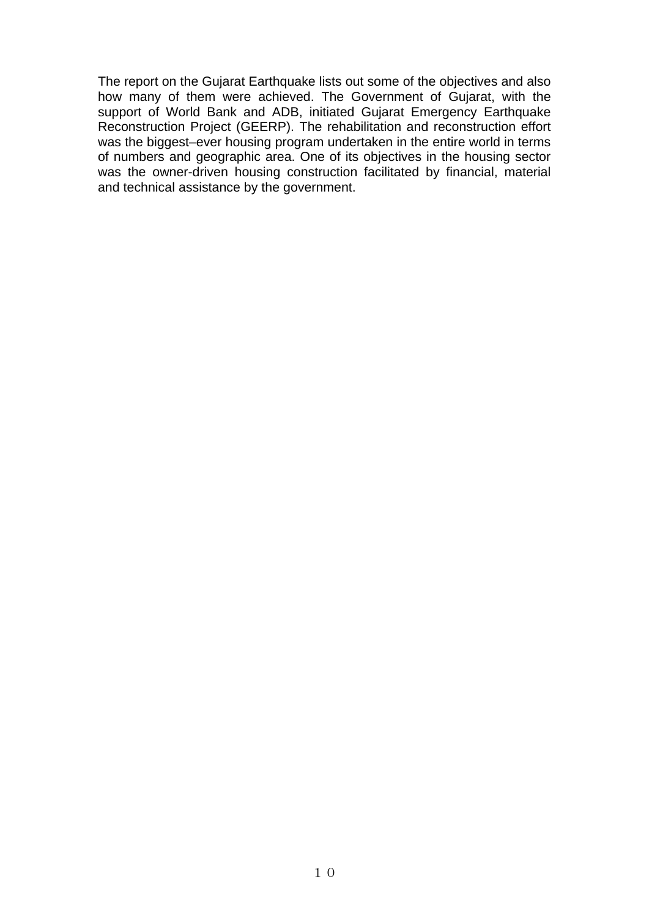The report on the Gujarat Earthquake lists out some of the objectives and also how many of them were achieved. The Government of Gujarat, with the support of World Bank and ADB, initiated Gujarat Emergency Earthquake Reconstruction Project (GEERP). The rehabilitation and reconstruction effort was the biggest–ever housing program undertaken in the entire world in terms of numbers and geographic area. One of its objectives in the housing sector was the owner-driven housing construction facilitated by financial, material and technical assistance by the government.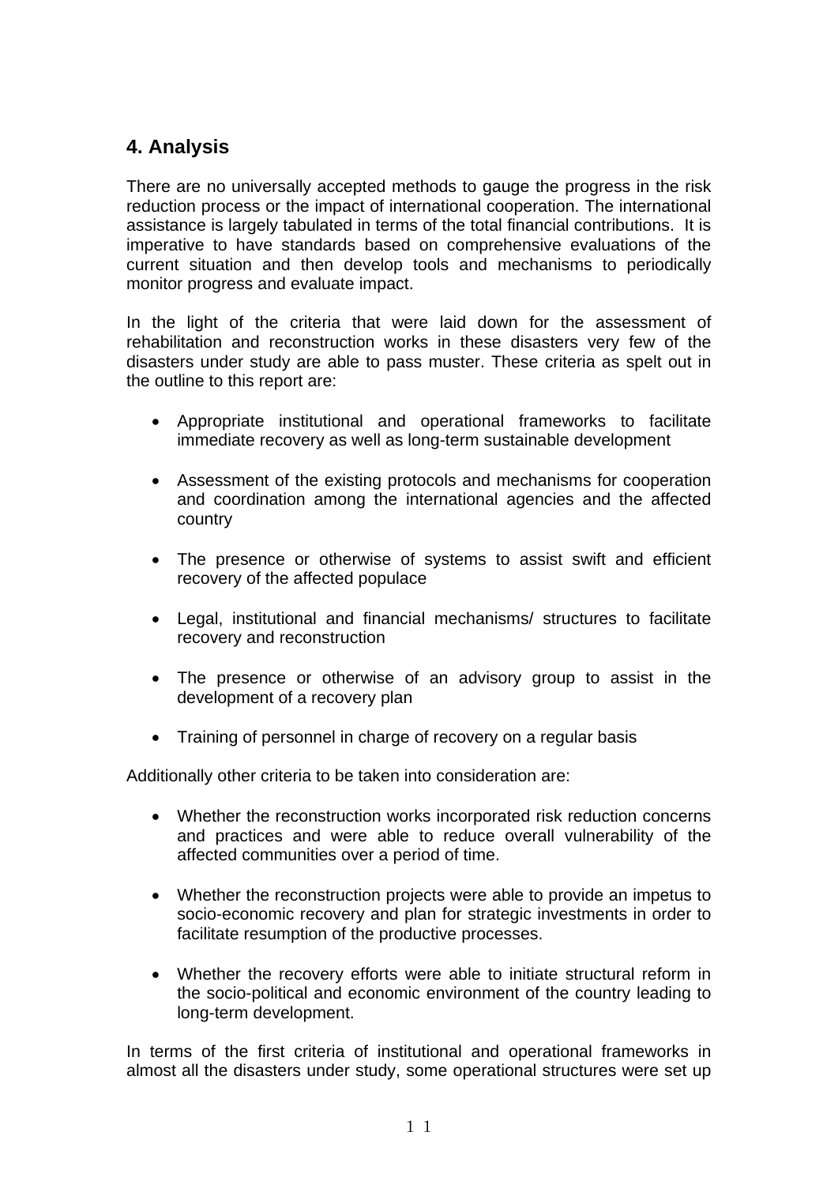## 4. Analysis

There are no universally accepted methods to gauge the progress in the risk reduction process or the impact of international cooperation. The international assistance is largely tabulated in terms of the total financial contributions. It is imperative to have standards based on comprehensive evaluations of the current situation and then develop tools and mechanisms to periodically monitor progress and evaluate impact.

In the light of the criteria that were laid down for the assessment of rehabilitation and reconstruction works in these disasters very few of the disasters under study are able to pass muster. These criteria as spelt out in the outline to this report are:

- Appropriate institutional and operational frameworks to facilitate immediate recovery as well as long-term sustainable development
- Assessment of the existing protocols and mechanisms for cooperation and coordination among the international agencies and the affected country
- The presence or otherwise of systems to assist swift and efficient recovery of the affected populace
- Legal, institutional and financial mechanisms/ structures to facilitate recovery and reconstruction
- The presence or otherwise of an advisory group to assist in the development of a recovery plan
- Training of personnel in charge of recovery on a regular basis

Additionally other criteria to be taken into consideration are:

- Whether the reconstruction works incorporated risk reduction concerns and practices and were able to reduce overall vulnerability of the affected communities over a period of time.
- Whether the reconstruction projects were able to provide an impetus to socio-economic recovery and plan for strategic investments in order to facilitate resumption of the productive processes.
- Whether the recovery efforts were able to initiate structural reform in the socio-political and economic environment of the country leading to long-term development.

In terms of the first criteria of institutional and operational frameworks in almost all the disasters under study, some operational structures were set up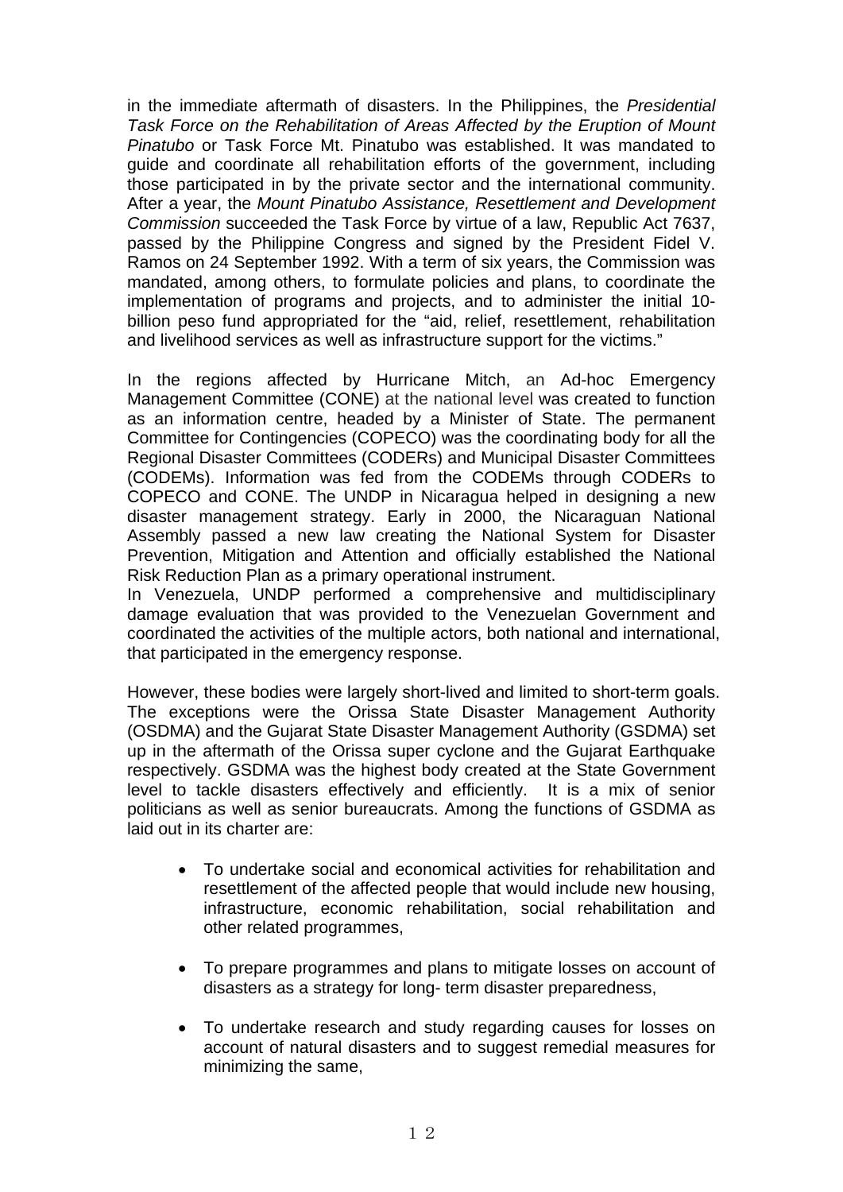in the immediate aftermath of disasters. In the Philippines, the *Presidential Task Force on the Rehabilitation of Areas Affected by the Eruption of Mount Pinatubo* or Task Force Mt. Pinatubo was established. It was mandated to guide and coordinate all rehabilitation efforts of the government, including those participated in by the private sector and the international community. After a year, the *Mount Pinatubo Assistance, Resettlement and Development Commission* succeeded the Task Force by virtue of a law, Republic Act 7637, passed by the Philippine Congress and signed by the President Fidel V. Ramos on 24 September 1992. With a term of six years, the Commission was mandated, among others, to formulate policies and plans, to coordinate the implementation of programs and projects, and to administer the initial 10-billion peso fund appropriated for the "aid, relief, resettlement, rehabilitation and livelihood services as well as infrastructure support for the victims."

In the regions affected by Hurricane Mitch, an Ad-hoc Emergency Management Committee (CONE) at the national level was created to function as an information centre, headed by a Minister of State. The permanent Committee for Contingencies (COPECO) was the coordinating body for all the Regional Disaster Committees (CODERs) and Municipal Disaster Committees (CODEMs). Information was fed from the CODEMs through CODERs to COPECO and CONE. The UNDP in Nicaragua helped in designing a new disaster management strategy. Early in 2000, the Nicaraguan National Assembly passed a new law creating the National System for Disaster Prevention, Mitigation and Attention and officially established the National Risk Reduction Plan as a primary operational instrument.

In Venezuela, UNDP performed a comprehensive and multidisciplinary damage evaluation that was provided to the Venezuelan Government and coordinated the activities of the multiple actors, both national and international, that participated in the emergency response.

However, these bodies were largely short-lived and limited to short-term goals. The exceptions were the Orissa State Disaster Management Authority (OSDMA) and the Gujarat State Disaster Management Authority (GSDMA) set up in the aftermath of the Orissa super cyclone and the Gujarat Earthquake respectively. GSDMA was the highest body created at the State Government level to tackle disasters effectively and efficiently. It is a mix of senior politicians as well as senior bureaucrats. Among the functions of GSDMA as laid out in its charter are:

- To undertake social and economical activities for rehabilitation and resettlement of the affected people that would include new housing, infrastructure, economic rehabilitation, social rehabilitation and other related programmes,
- To prepare programmes and plans to mitigate losses on account of disasters as a strategy for long- term disaster preparedness,
- To undertake research and study regarding causes for losses on account of natural disasters and to suggest remedial measures for minimizing the same,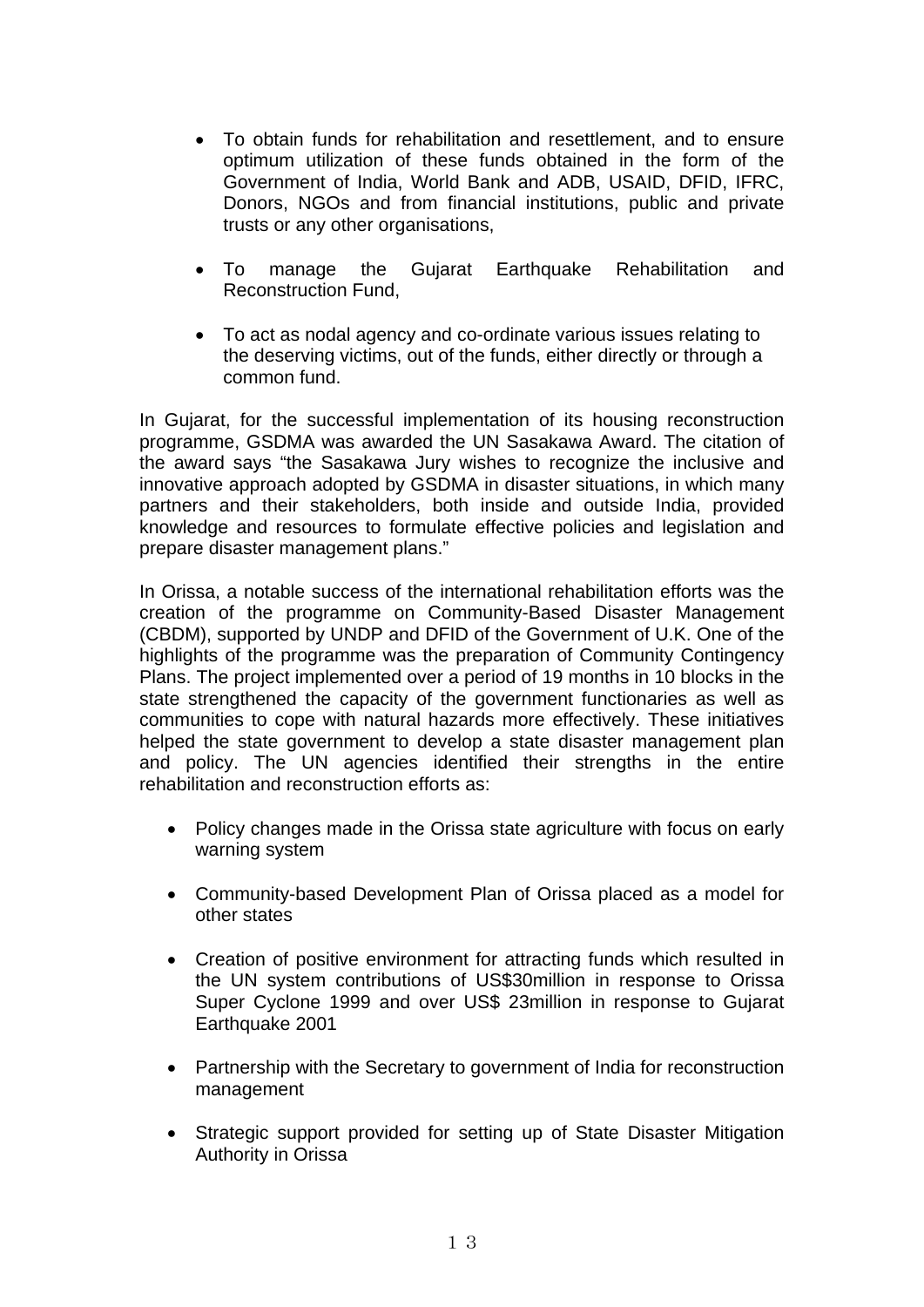- To obtain funds for rehabilitation and resettlement, and to ensure optimum utilization of these funds obtained in the form of the Government of India, World Bank and ADB, USAID, DFID, IFRC, Donors, NGOs and from financial institutions, public and private trusts or any other organisations,

- To manage the Gujarat Earthquake Rehabilitation and Reconstruction Fund,

- To act as nodal agency and co-ordinate various issues relating to the deserving victims, out of the funds, either directly or through a common fund.

In Gujarat, for the successful implementation of its housing reconstruction programme, GSDMA was awarded the UN Sasakawa Award. The citation of the award says "the Sasakawa Jury wishes to recognize the inclusive and innovative approach adopted by GSDMA in disaster situations, in which many partners and their stakeholders, both inside and outside India, provided knowledge and resources to formulate effective policies and legislation and prepare disaster management plans."

In Orissa, a notable success of the international rehabilitation efforts was the creation of the programme on Community-Based Disaster Management (CBDM), supported by UNDP and DFID of the Government of U.K. One of the highlights of the programme was the preparation of Community Contingency Plans. The project implemented over a period of 19 months in 10 blocks in the state strengthened the capacity of the government functionaries as well as communities to cope with natural hazards more effectively. These initiatives helped the state government to develop a state disaster management plan and policy. The UN agencies identified their strengths in the entire rehabilitation and reconstruction efforts as:

- Policy changes made in the Orissa state agriculture with focus on early warning system

- Community-based Development Plan of Orissa placed as a model for other states

- Creation of positive environment for attracting funds which resulted in the UN system contributions of US$30million in response to Orissa Super Cyclone 1999 and over US$ 23million in response to Gujarat Earthquake 2001

- Partnership with the Secretary to government of India for reconstruction management

- Strategic support provided for setting up of State Disaster Mitigation Authority in Orissa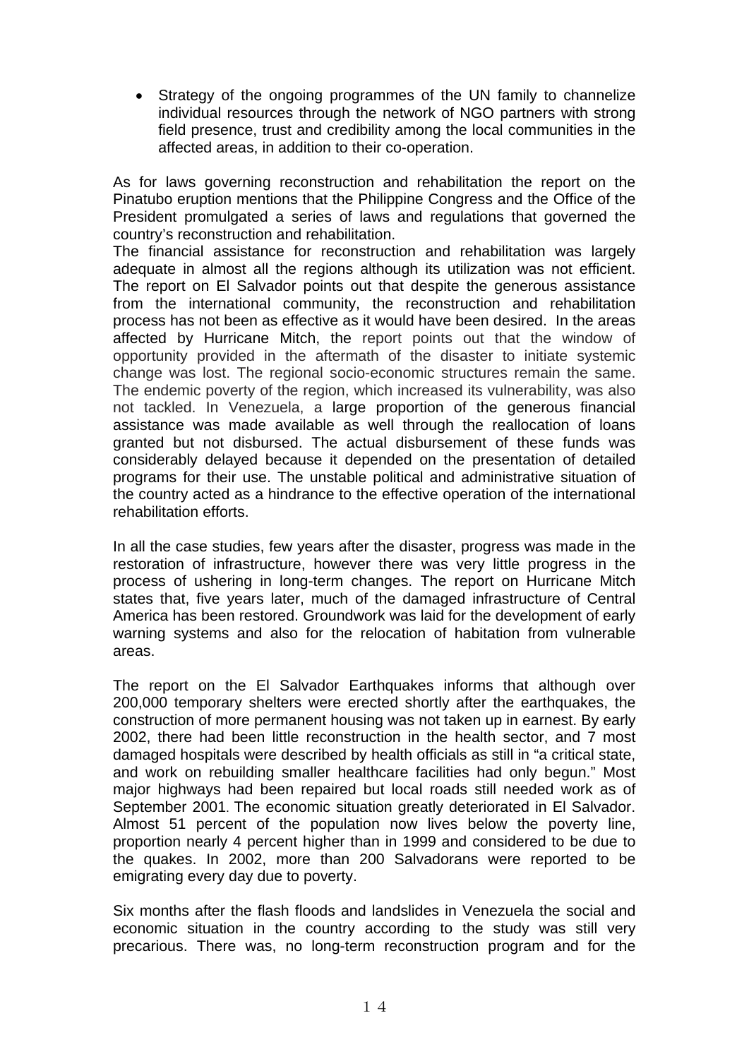- Strategy of the ongoing programmes of the UN family to channelize individual resources through the network of NGO partners with strong field presence, trust and credibility among the local communities in the affected areas, in addition to their co-operation.

As for laws governing reconstruction and rehabilitation the report on the Pinatubo eruption mentions that the Philippine Congress and the Office of the President promulgated a series of laws and regulations that governed the country's reconstruction and rehabilitation.
The financial assistance for reconstruction and rehabilitation was largely adequate in almost all the regions although its utilization was not efficient. The report on El Salvador points out that despite the generous assistance from the international community, the reconstruction and rehabilitation process has not been as effective as it would have been desired. In the areas affected by Hurricane Mitch, the report points out that the window of opportunity provided in the aftermath of the disaster to initiate systemic change was lost. The regional socio-economic structures remain the same. The endemic poverty of the region, which increased its vulnerability, was also not tackled. In Venezuela, a large proportion of the generous financial assistance was made available as well through the reallocation of loans granted but not disbursed. The actual disbursement of these funds was considerably delayed because it depended on the presentation of detailed programs for their use. The unstable political and administrative situation of the country acted as a hindrance to the effective operation of the international rehabilitation efforts.

In all the case studies, few years after the disaster, progress was made in the restoration of infrastructure, however there was very little progress in the process of ushering in long-term changes. The report on Hurricane Mitch states that, five years later, much of the damaged infrastructure of Central America has been restored. Groundwork was laid for the development of early warning systems and also for the relocation of habitation from vulnerable areas.

The report on the El Salvador Earthquakes informs that although over 200,000 temporary shelters were erected shortly after the earthquakes, the construction of more permanent housing was not taken up in earnest. By early 2002, there had been little reconstruction in the health sector, and 7 most damaged hospitals were described by health officials as still in "a critical state, and work on rebuilding smaller healthcare facilities had only begun." Most major highways had been repaired but local roads still needed work as of September 2001. The economic situation greatly deteriorated in El Salvador. Almost 51 percent of the population now lives below the poverty line, proportion nearly 4 percent higher than in 1999 and considered to be due to the quakes. In 2002, more than 200 Salvadorans were reported to be emigrating every day due to poverty.

Six months after the flash floods and landslides in Venezuela the social and economic situation in the country according to the study was still very precarious. There was, no long-term reconstruction program and for the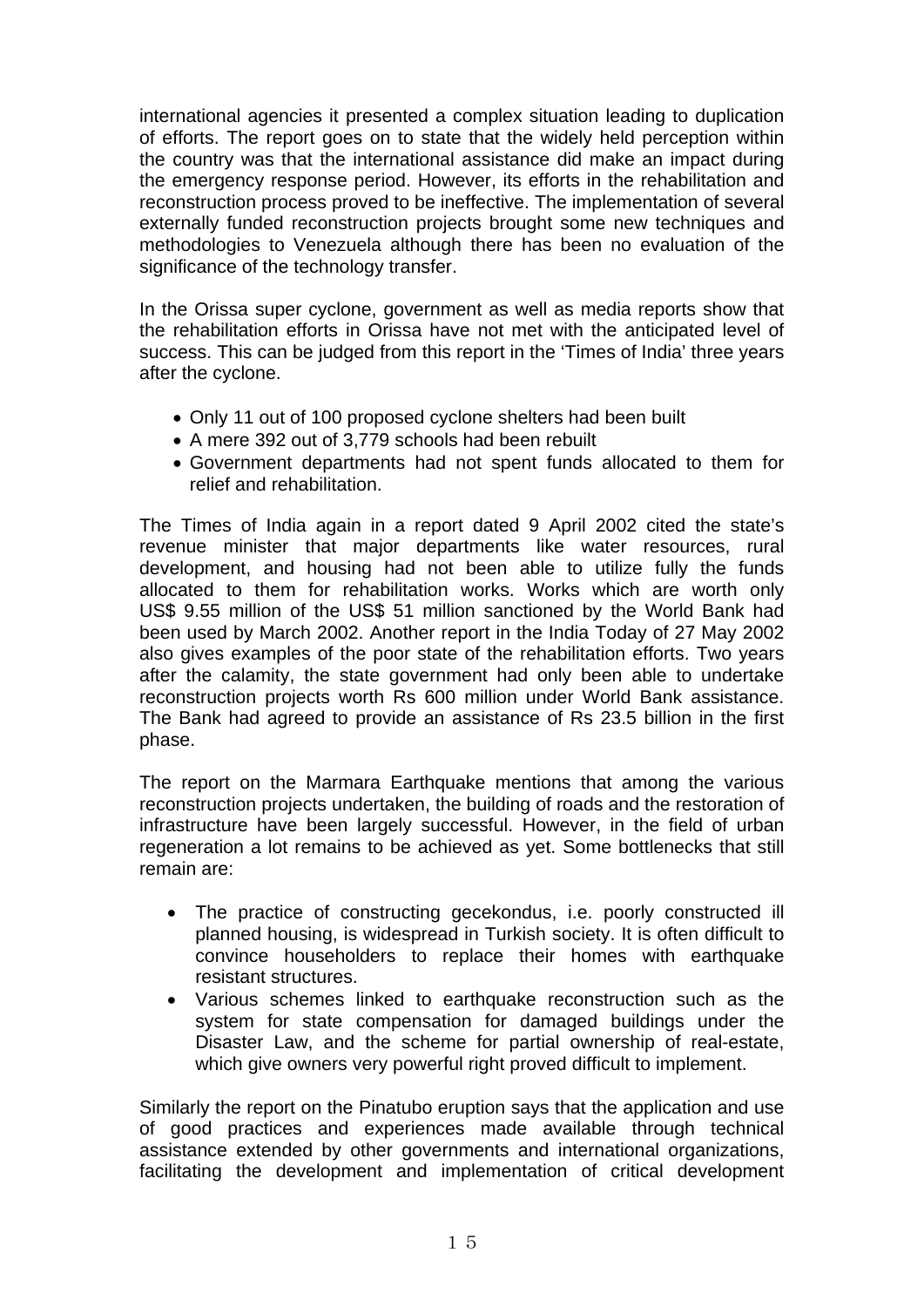international agencies it presented a complex situation leading to duplication of efforts. The report goes on to state that the widely held perception within the country was that the international assistance did make an impact during the emergency response period. However, its efforts in the rehabilitation and reconstruction process proved to be ineffective. The implementation of several externally funded reconstruction projects brought some new techniques and methodologies to Venezuela although there has been no evaluation of the significance of the technology transfer.

In the Orissa super cyclone, government as well as media reports show that the rehabilitation efforts in Orissa have not met with the anticipated level of success. This can be judged from this report in the 'Times of India' three years after the cyclone.

- Only 11 out of 100 proposed cyclone shelters had been built
- A mere 392 out of 3,779 schools had been rebuilt
- Government departments had not spent funds allocated to them for relief and rehabilitation.

The Times of India again in a report dated 9 April 2002 cited the state's revenue minister that major departments like water resources, rural development, and housing had not been able to utilize fully the funds allocated to them for rehabilitation works. Works which are worth only US$ 9.55 million of the US$ 51 million sanctioned by the World Bank had been used by March 2002. Another report in the India Today of 27 May 2002 also gives examples of the poor state of the rehabilitation efforts. Two years after the calamity, the state government had only been able to undertake reconstruction projects worth Rs 600 million under World Bank assistance. The Bank had agreed to provide an assistance of Rs 23.5 billion in the first phase.

The report on the Marmara Earthquake mentions that among the various reconstruction projects undertaken, the building of roads and the restoration of infrastructure have been largely successful. However, in the field of urban regeneration a lot remains to be achieved as yet. Some bottlenecks that still remain are:

- The practice of constructing gecekondus, i.e. poorly constructed ill planned housing, is widespread in Turkish society. It is often difficult to convince householders to replace their homes with earthquake resistant structures.
- Various schemes linked to earthquake reconstruction such as the system for state compensation for damaged buildings under the Disaster Law, and the scheme for partial ownership of real-estate, which give owners very powerful right proved difficult to implement.

Similarly the report on the Pinatubo eruption says that the application and use of good practices and experiences made available through technical assistance extended by other governments and international organizations, facilitating the development and implementation of critical development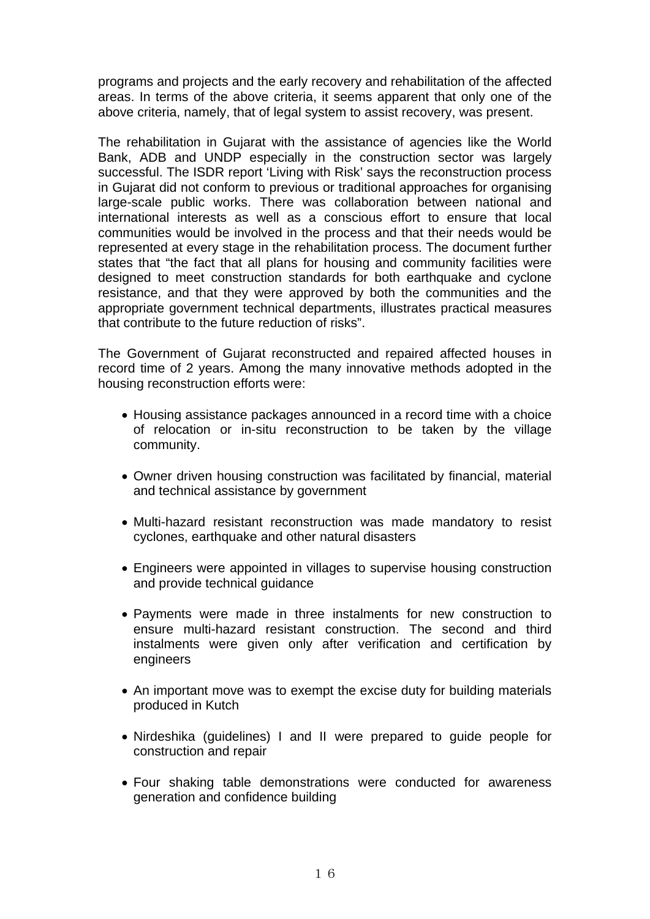programs and projects and the early recovery and rehabilitation of the affected areas. In terms of the above criteria, it seems apparent that only one of the above criteria, namely, that of legal system to assist recovery, was present.

The rehabilitation in Gujarat with the assistance of agencies like the World Bank, ADB and UNDP especially in the construction sector was largely successful. The ISDR report 'Living with Risk' says the reconstruction process in Gujarat did not conform to previous or traditional approaches for organising large-scale public works. There was collaboration between national and international interests as well as a conscious effort to ensure that local communities would be involved in the process and that their needs would be represented at every stage in the rehabilitation process. The document further states that "the fact that all plans for housing and community facilities were designed to meet construction standards for both earthquake and cyclone resistance, and that they were approved by both the communities and the appropriate government technical departments, illustrates practical measures that contribute to the future reduction of risks".

The Government of Gujarat reconstructed and repaired affected houses in record time of 2 years. Among the many innovative methods adopted in the housing reconstruction efforts were:

- Housing assistance packages announced in a record time with a choice of relocation or in-situ reconstruction to be taken by the village community.
- Owner driven housing construction was facilitated by financial, material and technical assistance by government
- Multi-hazard resistant reconstruction was made mandatory to resist cyclones, earthquake and other natural disasters
- Engineers were appointed in villages to supervise housing construction and provide technical guidance
- Payments were made in three instalments for new construction to ensure multi-hazard resistant construction. The second and third instalments were given only after verification and certification by engineers
- An important move was to exempt the excise duty for building materials produced in Kutch
- Nirdeshika (guidelines) I and II were prepared to guide people for construction and repair
- Four shaking table demonstrations were conducted for awareness generation and confidence building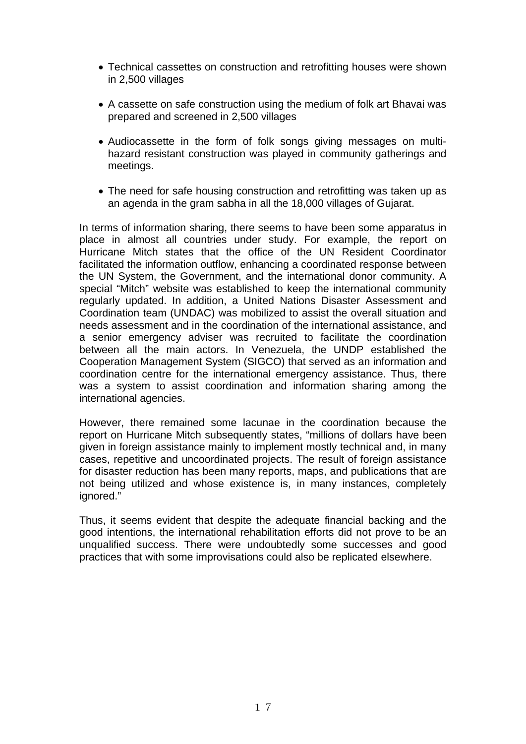- Technical cassettes on construction and retrofitting houses were shown in 2,500 villages

- A cassette on safe construction using the medium of folk art Bhavai was prepared and screened in 2,500 villages

- Audiocassette in the form of folk songs giving messages on multi-hazard resistant construction was played in community gatherings and meetings.

- The need for safe housing construction and retrofitting was taken up as an agenda in the gram sabha in all the 18,000 villages of Gujarat.

In terms of information sharing, there seems to have been some apparatus in place in almost all countries under study. For example, the report on Hurricane Mitch states that the office of the UN Resident Coordinator facilitated the information outflow, enhancing a coordinated response between the UN System, the Government, and the international donor community. A special "Mitch" website was established to keep the international community regularly updated. In addition, a United Nations Disaster Assessment and Coordination team (UNDAC) was mobilized to assist the overall situation and needs assessment and in the coordination of the international assistance, and a senior emergency adviser was recruited to facilitate the coordination between all the main actors. In Venezuela, the UNDP established the Cooperation Management System (SIGCO) that served as an information and coordination centre for the international emergency assistance. Thus, there was a system to assist coordination and information sharing among the international agencies.

However, there remained some lacunae in the coordination because the report on Hurricane Mitch subsequently states, "millions of dollars have been given in foreign assistance mainly to implement mostly technical and, in many cases, repetitive and uncoordinated projects. The result of foreign assistance for disaster reduction has been many reports, maps, and publications that are not being utilized and whose existence is, in many instances, completely ignored."

Thus, it seems evident that despite the adequate financial backing and the good intentions, the international rehabilitation efforts did not prove to be an unqualified success. There were undoubtedly some successes and good practices that with some improvisations could also be replicated elsewhere.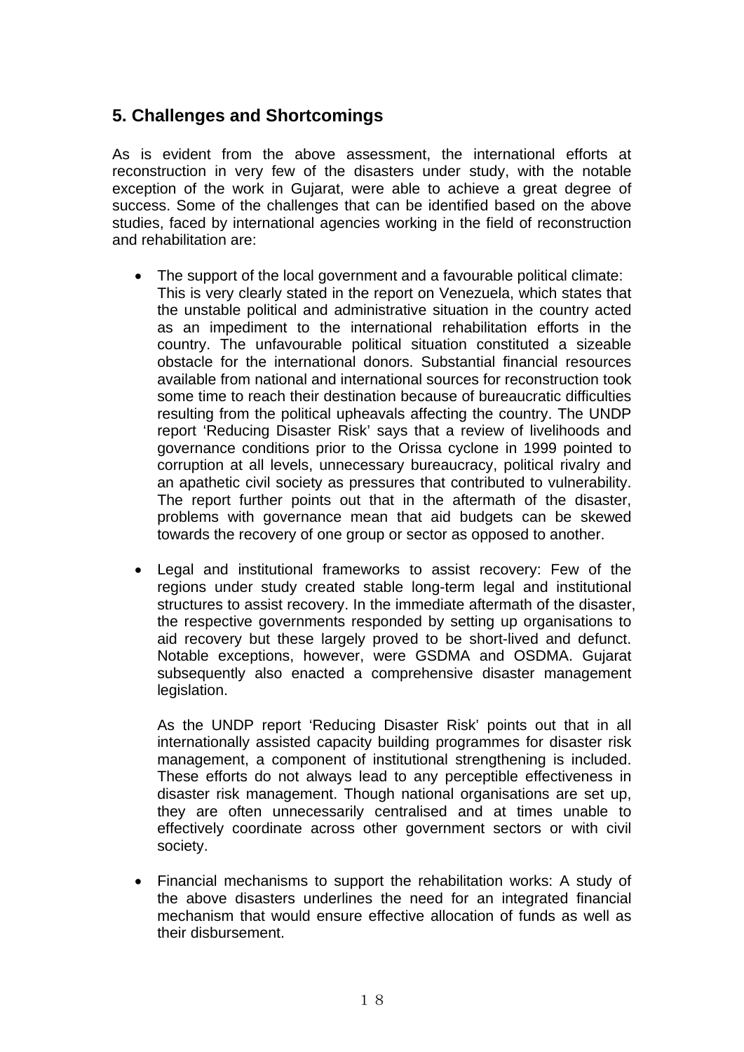## 5. Challenges and Shortcomings

As is evident from the above assessment, the international efforts at reconstruction in very few of the disasters under study, with the notable exception of the work in Gujarat, were able to achieve a great degree of success. Some of the challenges that can be identified based on the above studies, faced by international agencies working in the field of reconstruction and rehabilitation are:

- The support of the local government and a favourable political climate: This is very clearly stated in the report on Venezuela, which states that the unstable political and administrative situation in the country acted as an impediment to the international rehabilitation efforts in the country. The unfavourable political situation constituted a sizeable obstacle for the international donors. Substantial financial resources available from national and international sources for reconstruction took some time to reach their destination because of bureaucratic difficulties resulting from the political upheavals affecting the country. The UNDP report 'Reducing Disaster Risk' says that a review of livelihoods and governance conditions prior to the Orissa cyclone in 1999 pointed to corruption at all levels, unnecessary bureaucracy, political rivalry and an apathetic civil society as pressures that contributed to vulnerability. The report further points out that in the aftermath of the disaster, problems with governance mean that aid budgets can be skewed towards the recovery of one group or sector as opposed to another.

- Legal and institutional frameworks to assist recovery: Few of the regions under study created stable long-term legal and institutional structures to assist recovery. In the immediate aftermath of the disaster, the respective governments responded by setting up organisations to aid recovery but these largely proved to be short-lived and defunct. Notable exceptions, however, were GSDMA and OSDMA. Gujarat subsequently also enacted a comprehensive disaster management legislation.

  As the UNDP report 'Reducing Disaster Risk' points out that in all internationally assisted capacity building programmes for disaster risk management, a component of institutional strengthening is included. These efforts do not always lead to any perceptible effectiveness in disaster risk management. Though national organisations are set up, they are often unnecessarily centralised and at times unable to effectively coordinate across other government sectors or with civil society.

- Financial mechanisms to support the rehabilitation works: A study of the above disasters underlines the need for an integrated financial mechanism that would ensure effective allocation of funds as well as their disbursement.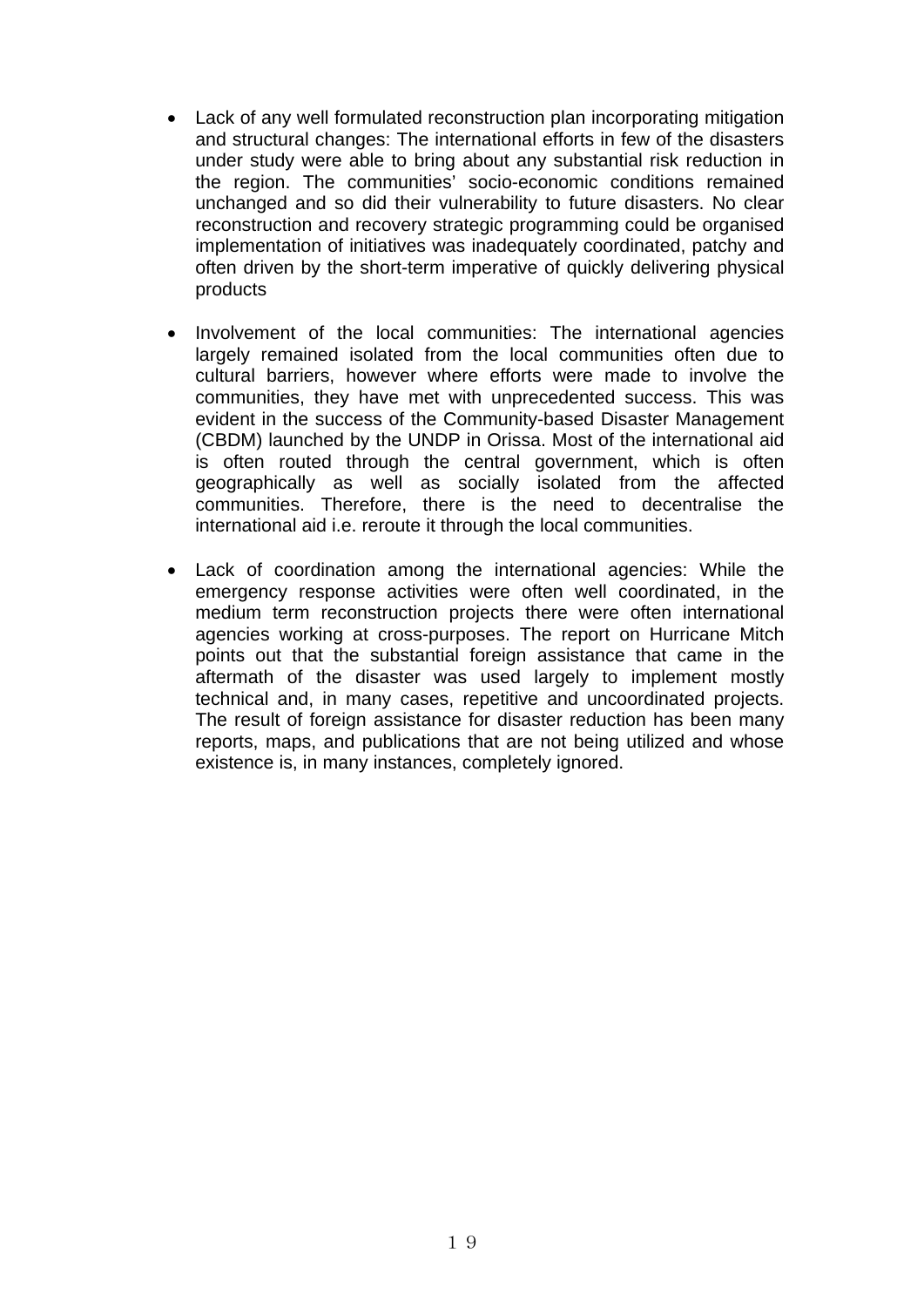- Lack of any well formulated reconstruction plan incorporating mitigation and structural changes: The international efforts in few of the disasters under study were able to bring about any substantial risk reduction in the region. The communities' socio-economic conditions remained unchanged and so did their vulnerability to future disasters. No clear reconstruction and recovery strategic programming could be organised implementation of initiatives was inadequately coordinated, patchy and often driven by the short-term imperative of quickly delivering physical products

- Involvement of the local communities: The international agencies largely remained isolated from the local communities often due to cultural barriers, however where efforts were made to involve the communities, they have met with unprecedented success. This was evident in the success of the Community-based Disaster Management (CBDM) launched by the UNDP in Orissa. Most of the international aid is often routed through the central government, which is often geographically as well as socially isolated from the affected communities. Therefore, there is the need to decentralise the international aid i.e. reroute it through the local communities.

- Lack of coordination among the international agencies: While the emergency response activities were often well coordinated, in the medium term reconstruction projects there were often international agencies working at cross-purposes. The report on Hurricane Mitch points out that the substantial foreign assistance that came in the aftermath of the disaster was used largely to implement mostly technical and, in many cases, repetitive and uncoordinated projects. The result of foreign assistance for disaster reduction has been many reports, maps, and publications that are not being utilized and whose existence is, in many instances, completely ignored.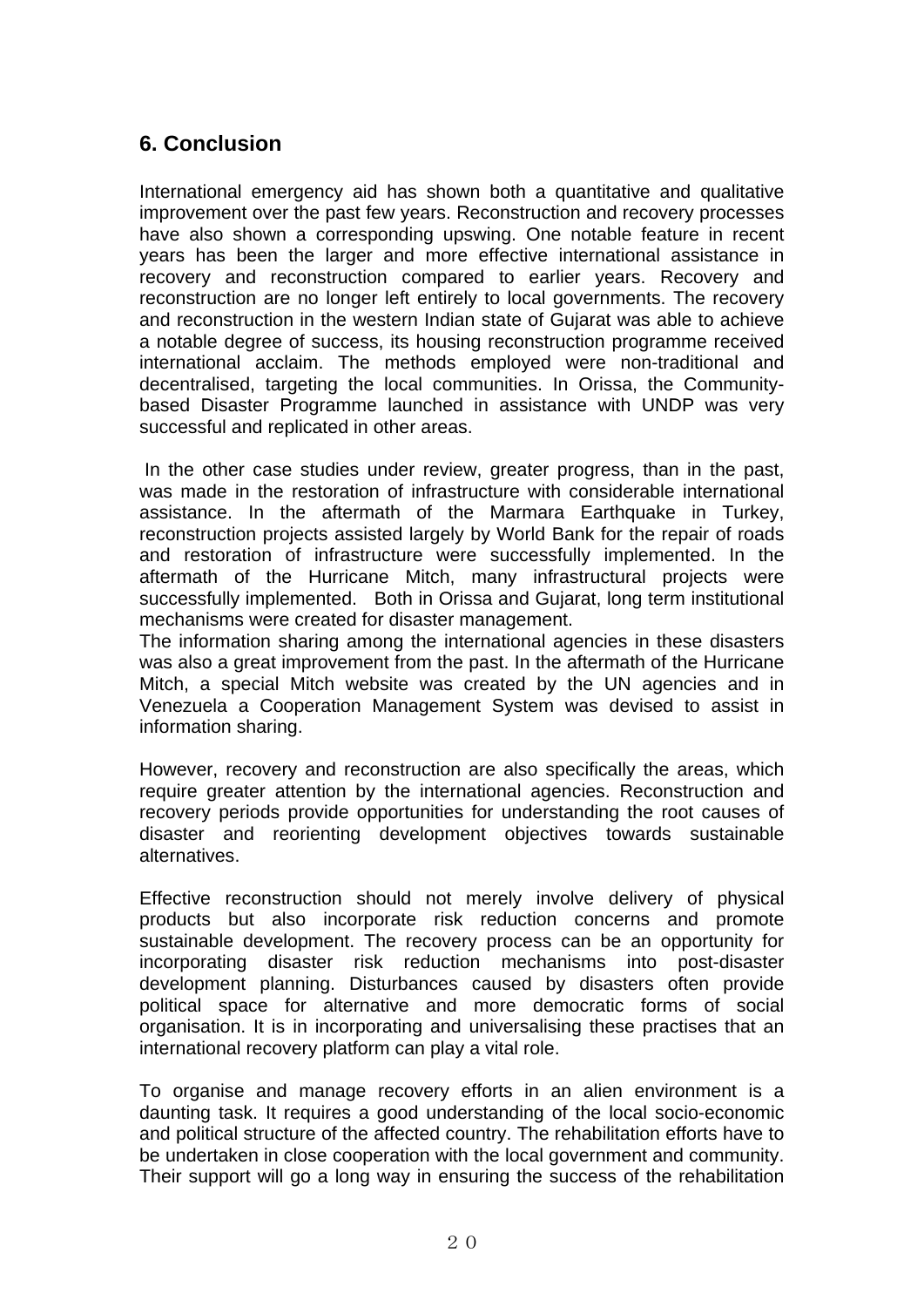## 6. Conclusion

International emergency aid has shown both a quantitative and qualitative improvement over the past few years. Reconstruction and recovery processes have also shown a corresponding upswing. One notable feature in recent years has been the larger and more effective international assistance in recovery and reconstruction compared to earlier years. Recovery and reconstruction are no longer left entirely to local governments. The recovery and reconstruction in the western Indian state of Gujarat was able to achieve a notable degree of success, its housing reconstruction programme received international acclaim. The methods employed were non-traditional and decentralised, targeting the local communities. In Orissa, the Community-based Disaster Programme launched in assistance with UNDP was very successful and replicated in other areas.

In the other case studies under review, greater progress, than in the past, was made in the restoration of infrastructure with considerable international assistance. In the aftermath of the Marmara Earthquake in Turkey, reconstruction projects assisted largely by World Bank for the repair of roads and restoration of infrastructure were successfully implemented. In the aftermath of the Hurricane Mitch, many infrastructural projects were successfully implemented. Both in Orissa and Gujarat, long term institutional mechanisms were created for disaster management.
The information sharing among the international agencies in these disasters was also a great improvement from the past. In the aftermath of the Hurricane Mitch, a special Mitch website was created by the UN agencies and in Venezuela a Cooperation Management System was devised to assist in information sharing.

However, recovery and reconstruction are also specifically the areas, which require greater attention by the international agencies. Reconstruction and recovery periods provide opportunities for understanding the root causes of disaster and reorienting development objectives towards sustainable alternatives.

Effective reconstruction should not merely involve delivery of physical products but also incorporate risk reduction concerns and promote sustainable development. The recovery process can be an opportunity for incorporating disaster risk reduction mechanisms into post-disaster development planning. Disturbances caused by disasters often provide political space for alternative and more democratic forms of social organisation. It is in incorporating and universalising these practises that an international recovery platform can play a vital role.

To organise and manage recovery efforts in an alien environment is a daunting task. It requires a good understanding of the local socio-economic and political structure of the affected country. The rehabilitation efforts have to be undertaken in close cooperation with the local government and community. Their support will go a long way in ensuring the success of the rehabilitation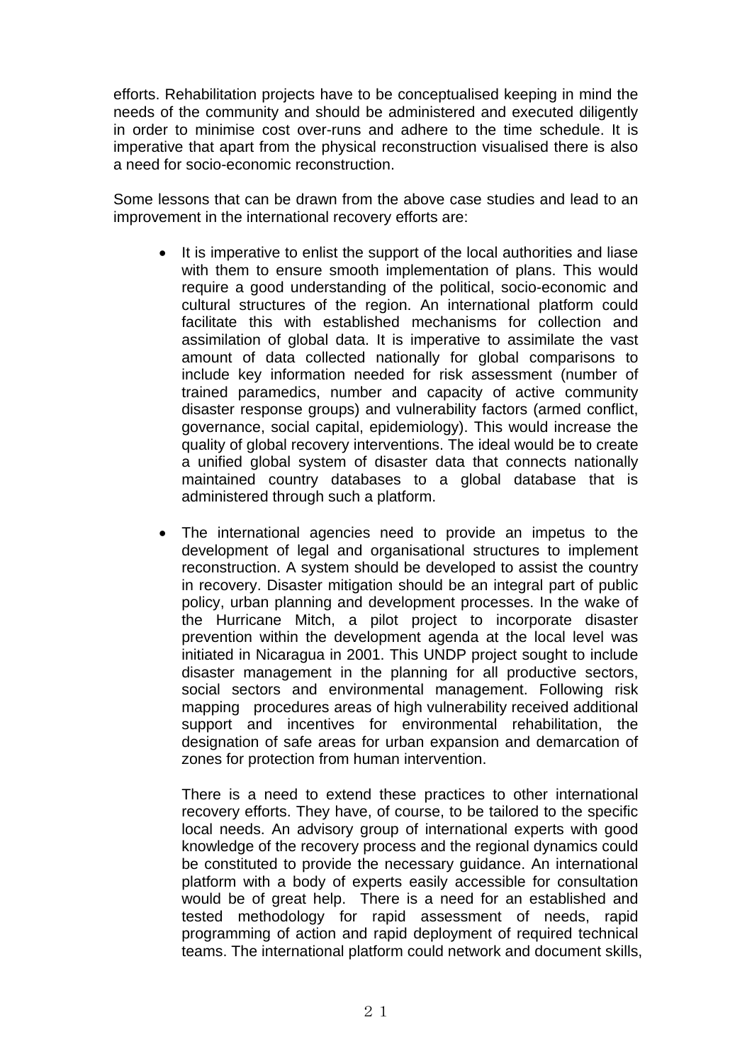efforts. Rehabilitation projects have to be conceptualised keeping in mind the needs of the community and should be administered and executed diligently in order to minimise cost over-runs and adhere to the time schedule. It is imperative that apart from the physical reconstruction visualised there is also a need for socio-economic reconstruction.

Some lessons that can be drawn from the above case studies and lead to an improvement in the international recovery efforts are:

- It is imperative to enlist the support of the local authorities and liase with them to ensure smooth implementation of plans. This would require a good understanding of the political, socio-economic and cultural structures of the region. An international platform could facilitate this with established mechanisms for collection and assimilation of global data. It is imperative to assimilate the vast amount of data collected nationally for global comparisons to include key information needed for risk assessment (number of trained paramedics, number and capacity of active community disaster response groups) and vulnerability factors (armed conflict, governance, social capital, epidemiology). This would increase the quality of global recovery interventions. The ideal would be to create a unified global system of disaster data that connects nationally maintained country databases to a global database that is administered through such a platform.

- The international agencies need to provide an impetus to the development of legal and organisational structures to implement reconstruction. A system should be developed to assist the country in recovery. Disaster mitigation should be an integral part of public policy, urban planning and development processes. In the wake of the Hurricane Mitch, a pilot project to incorporate disaster prevention within the development agenda at the local level was initiated in Nicaragua in 2001. This UNDP project sought to include disaster management in the planning for all productive sectors, social sectors and environmental management. Following risk mapping procedures areas of high vulnerability received additional support and incentives for environmental rehabilitation, the designation of safe areas for urban expansion and demarcation of zones for protection from human intervention.

  There is a need to extend these practices to other international recovery efforts. They have, of course, to be tailored to the specific local needs. An advisory group of international experts with good knowledge of the recovery process and the regional dynamics could be constituted to provide the necessary guidance. An international platform with a body of experts easily accessible for consultation would be of great help. There is a need for an established and tested methodology for rapid assessment of needs, rapid programming of action and rapid deployment of required technical teams. The international platform could network and document skills,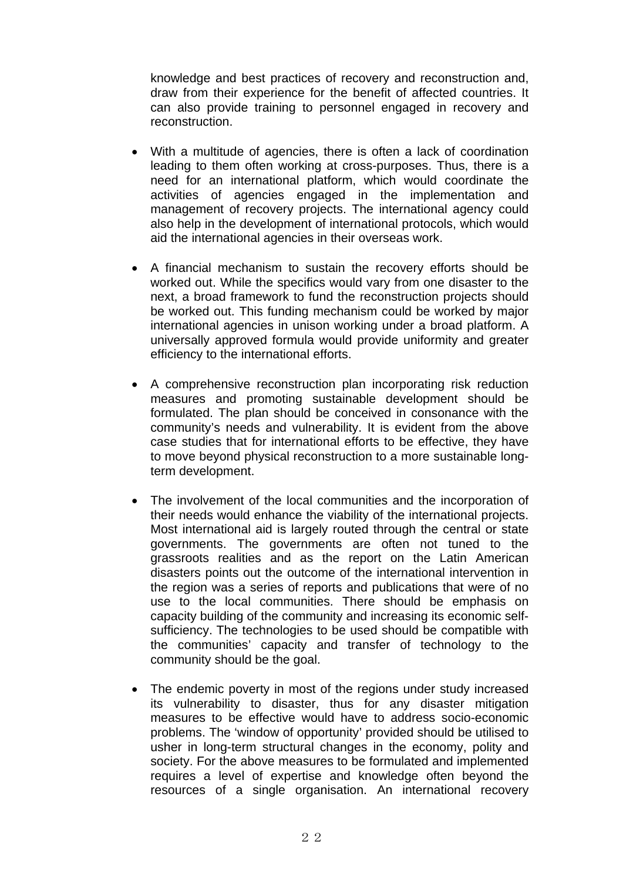knowledge and best practices of recovery and reconstruction and, draw from their experience for the benefit of affected countries. It can also provide training to personnel engaged in recovery and reconstruction.

- With a multitude of agencies, there is often a lack of coordination leading to them often working at cross-purposes. Thus, there is a need for an international platform, which would coordinate the activities of agencies engaged in the implementation and management of recovery projects. The international agency could also help in the development of international protocols, which would aid the international agencies in their overseas work.

- A financial mechanism to sustain the recovery efforts should be worked out. While the specifics would vary from one disaster to the next, a broad framework to fund the reconstruction projects should be worked out. This funding mechanism could be worked by major international agencies in unison working under a broad platform. A universally approved formula would provide uniformity and greater efficiency to the international efforts.

- A comprehensive reconstruction plan incorporating risk reduction measures and promoting sustainable development should be formulated. The plan should be conceived in consonance with the community's needs and vulnerability. It is evident from the above case studies that for international efforts to be effective, they have to move beyond physical reconstruction to a more sustainable long-term development.

- The involvement of the local communities and the incorporation of their needs would enhance the viability of the international projects. Most international aid is largely routed through the central or state governments. The governments are often not tuned to the grassroots realities and as the report on the Latin American disasters points out the outcome of the international intervention in the region was a series of reports and publications that were of no use to the local communities. There should be emphasis on capacity building of the community and increasing its economic self-sufficiency. The technologies to be used should be compatible with the communities' capacity and transfer of technology to the community should be the goal.

- The endemic poverty in most of the regions under study increased its vulnerability to disaster, thus for any disaster mitigation measures to be effective would have to address socio-economic problems. The 'window of opportunity' provided should be utilised to usher in long-term structural changes in the economy, polity and society. For the above measures to be formulated and implemented requires a level of expertise and knowledge often beyond the resources of a single organisation. An international recovery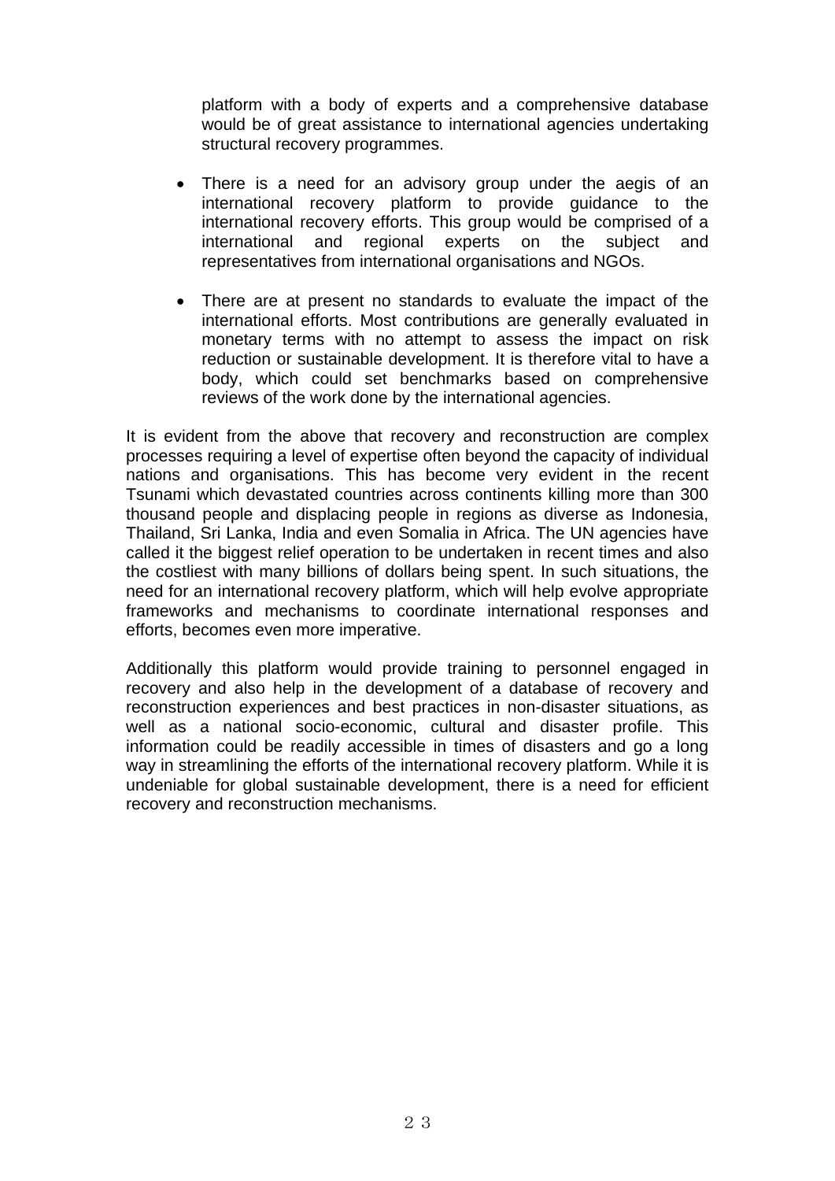platform with a body of experts and a comprehensive database would be of great assistance to international agencies undertaking structural recovery programmes.

- There is a need for an advisory group under the aegis of an international recovery platform to provide guidance to the international recovery efforts. This group would be comprised of a international and regional experts on the subject and representatives from international organisations and NGOs.

- There are at present no standards to evaluate the impact of the international efforts. Most contributions are generally evaluated in monetary terms with no attempt to assess the impact on risk reduction or sustainable development. It is therefore vital to have a body, which could set benchmarks based on comprehensive reviews of the work done by the international agencies.

It is evident from the above that recovery and reconstruction are complex processes requiring a level of expertise often beyond the capacity of individual nations and organisations. This has become very evident in the recent Tsunami which devastated countries across continents killing more than 300 thousand people and displacing people in regions as diverse as Indonesia, Thailand, Sri Lanka, India and even Somalia in Africa. The UN agencies have called it the biggest relief operation to be undertaken in recent times and also the costliest with many billions of dollars being spent. In such situations, the need for an international recovery platform, which will help evolve appropriate frameworks and mechanisms to coordinate international responses and efforts, becomes even more imperative.

Additionally this platform would provide training to personnel engaged in recovery and also help in the development of a database of recovery and reconstruction experiences and best practices in non-disaster situations, as well as a national socio-economic, cultural and disaster profile. This information could be readily accessible in times of disasters and go a long way in streamlining the efforts of the international recovery platform. While it is undeniable for global sustainable development, there is a need for efficient recovery and reconstruction mechanisms.